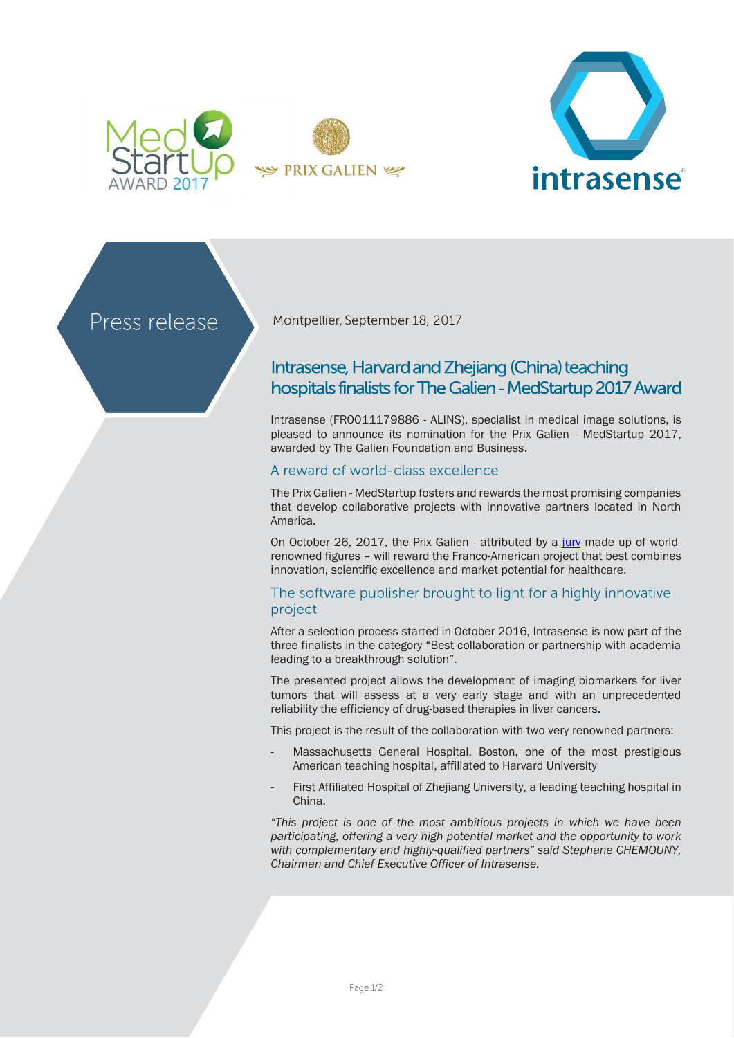Press release

Montpellier, September 18, 2017

# Intrasense, Harvard and Zhejiang (China) teaching hospitals finalists for The Galien - MedStartup 2017 Award

Intrasense (FR0011179886 - ALINS), specialist in medical image solutions, is pleased to announce its nomination for the Prix Galien - MedStartup 2017, awarded by The Galien Foundation and Business.

## A reward of world-class excellence

The Prix Galien - MedStartup fosters and rewards the most promising companies that develop collaborative projects with innovative partners located in North America.

On October 26, 2017, the Prix Galien - attributed by a jury made up of world-renowned figures – will reward the Franco-American project that best combines innovation, scientific excellence and market potential for healthcare.

## The software publisher brought to light for a highly innovative project

After a selection process started in October 2016, Intrasense is now part of the three finalists in the category "Best collaboration or partnership with academia leading to a breakthrough solution".

The presented project allows the development of imaging biomarkers for liver tumors that will assess at a very early stage and with an unprecedented reliability the efficiency of drug-based therapies in liver cancers.

This project is the result of the collaboration with two very renowned partners:

- Massachusetts General Hospital, Boston, one of the most prestigious American teaching hospital, affiliated to Harvard University
- First Affiliated Hospital of Zhejiang University, a leading teaching hospital in China.

*"This project is one of the most ambitious projects in which we have been participating, offering a very high potential market and the opportunity to work with complementary and highly-qualified partners" said Stephane CHEMOUNY, Chairman and Chief Executive Officer of Intrasense.*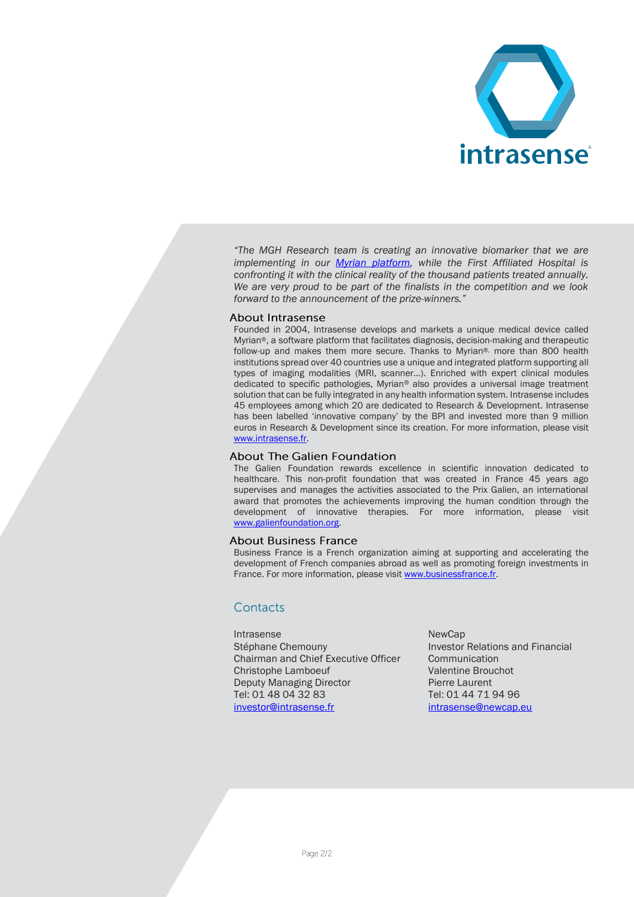*"The MGH Research team is creating an innovative biomarker that we are implementing in our Myrian platform, while the First Affiliated Hospital is confronting it with the clinical reality of the thousand patients treated annually. We are very proud to be part of the finalists in the competition and we look forward to the announcement of the prize-winners."*

## About Intrasense

Founded in 2004, Intrasense develops and markets a unique medical device called Myrian®, a software platform that facilitates diagnosis, decision-making and therapeutic follow-up and makes them more secure. Thanks to Myrian®, more than 800 health institutions spread over 40 countries use a unique and integrated platform supporting all types of imaging modalities (MRI, scanner…). Enriched with expert clinical modules dedicated to specific pathologies, Myrian® also provides a universal image treatment solution that can be fully integrated in any health information system. Intrasense includes 45 employees among which 20 are dedicated to Research & Development. Intrasense has been labelled 'innovative company' by the BPI and invested more than 9 million euros in Research & Development since its creation. For more information, please visit www.intrasense.fr.

## About The Galien Foundation

The Galien Foundation rewards excellence in scientific innovation dedicated to healthcare. This non-profit foundation that was created in France 45 years ago supervises and manages the activities associated to the Prix Galien, an international award that promotes the achievements improving the human condition through the development of innovative therapies. For more information, please visit www.galienfoundation.org.

## About Business France

Business France is a French organization aiming at supporting and accelerating the development of French companies abroad as well as promoting foreign investments in France. For more information, please visit www.businessfrance.fr.

## Contacts

Intrasense
Stéphane Chemouny
Chairman and Chief Executive Officer
Christophe Lamboeuf
Deputy Managing Director
Tel: 01 48 04 32 83
investor@intrasense.fr

NewCap
Investor Relations and Financial Communication
Valentine Brouchot
Pierre Laurent
Tel: 01 44 71 94 96
intrasense@newcap.eu